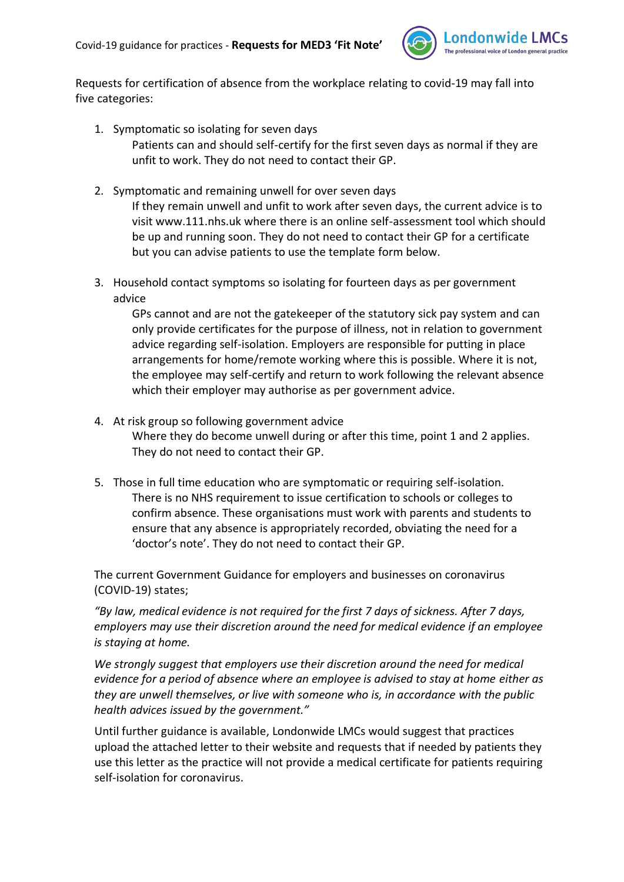Covid-19 guidance for practices - **Requests for MED3 'Fit Note'**

Requests for certification of absence from the workplace relating to covid-19 may fall into five categories:

1. Symptomatic so isolating for seven days

   Patients can and should self-certify for the first seven days as normal if they are unfit to work. They do not need to contact their GP.

2. Symptomatic and remaining unwell for over seven days

   If they remain unwell and unfit to work after seven days, the current advice is to visit www.111.nhs.uk where there is an online self-assessment tool which should be up and running soon. They do not need to contact their GP for a certificate but you can advise patients to use the template form below.

3. Household contact symptoms so isolating for fourteen days as per government advice

   GPs cannot and are not the gatekeeper of the statutory sick pay system and can only provide certificates for the purpose of illness, not in relation to government advice regarding self-isolation. Employers are responsible for putting in place arrangements for home/remote working where this is possible. Where it is not, the employee may self-certify and return to work following the relevant absence which their employer may authorise as per government advice.

4. At risk group so following government advice

   Where they do become unwell during or after this time, point 1 and 2 applies. They do not need to contact their GP.

5. Those in full time education who are symptomatic or requiring self-isolation.

   There is no NHS requirement to issue certification to schools or colleges to confirm absence. These organisations must work with parents and students to ensure that any absence is appropriately recorded, obviating the need for a 'doctor's note'. They do not need to contact their GP.

The current Government Guidance for employers and businesses on coronavirus (COVID-19) states;

*"By law, medical evidence is not required for the first 7 days of sickness. After 7 days, employers may use their discretion around the need for medical evidence if an employee is staying at home.*

*We strongly suggest that employers use their discretion around the need for medical evidence for a period of absence where an employee is advised to stay at home either as they are unwell themselves, or live with someone who is, in accordance with the public health advices issued by the government."*

Until further guidance is available, Londonwide LMCs would suggest that practices upload the attached letter to their website and requests that if needed by patients they use this letter as the practice will not provide a medical certificate for patients requiring self-isolation for coronavirus.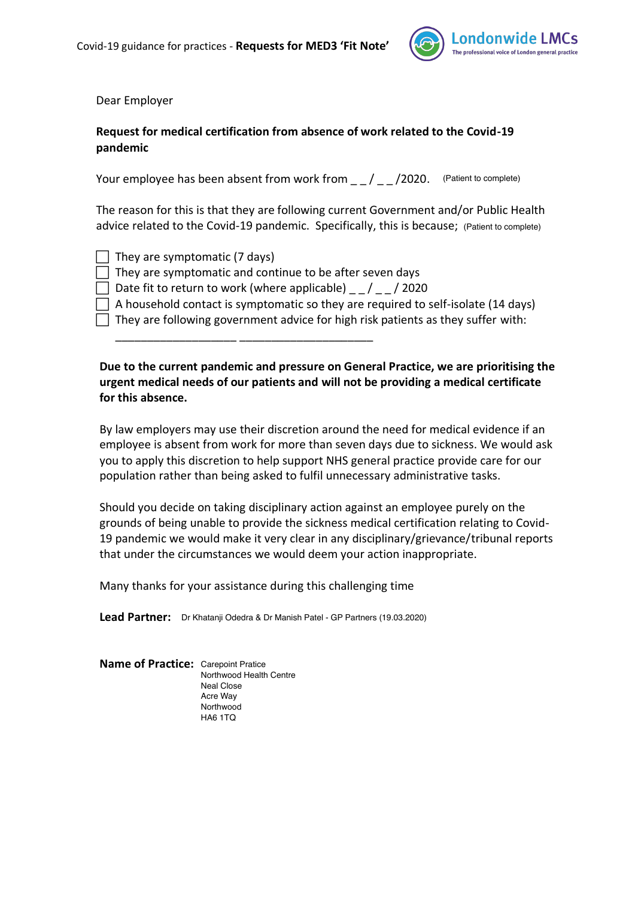Dear Employer

**Request for medical certification from absence of work related to the Covid-19 pandemic**

Your employee has been absent from work from _ _ / _ _ /2020. (Patient to complete)

The reason for this is that they are following current Government and/or Public Health advice related to the Covid-19 pandemic. Specifically, this is because; (Patient to complete)

- ☐ They are symptomatic (7 days)
- ☐ They are symptomatic and continue to be after seven days
- ☐ Date fit to return to work (where applicable) _ _ / _ _ / 2020
- ☐ A household contact is symptomatic so they are required to self-isolate (14 days)
- ☐ They are following government advice for high risk patients as they suffer with:

  ___________________ ____________________

**Due to the current pandemic and pressure on General Practice, we are prioritising the urgent medical needs of our patients and will not be providing a medical certificate for this absence.**

By law employers may use their discretion around the need for medical evidence if an employee is absent from work for more than seven days due to sickness. We would ask you to apply this discretion to help support NHS general practice provide care for our population rather than being asked to fulfil unnecessary administrative tasks.

Should you decide on taking disciplinary action against an employee purely on the grounds of being unable to provide the sickness medical certification relating to Covid-19 pandemic we would make it very clear in any disciplinary/grievance/tribunal reports that under the circumstances we would deem your action inappropriate.

Many thanks for your assistance during this challenging time

**Lead Partner:** Dr Khatanji Odedra & Dr Manish Patel - GP Partners (19.03.2020)

**Name of Practice:** Carepoint Pratice
Northwood Health Centre
Neal Close
Acre Way
Northwood
HA6 1TQ